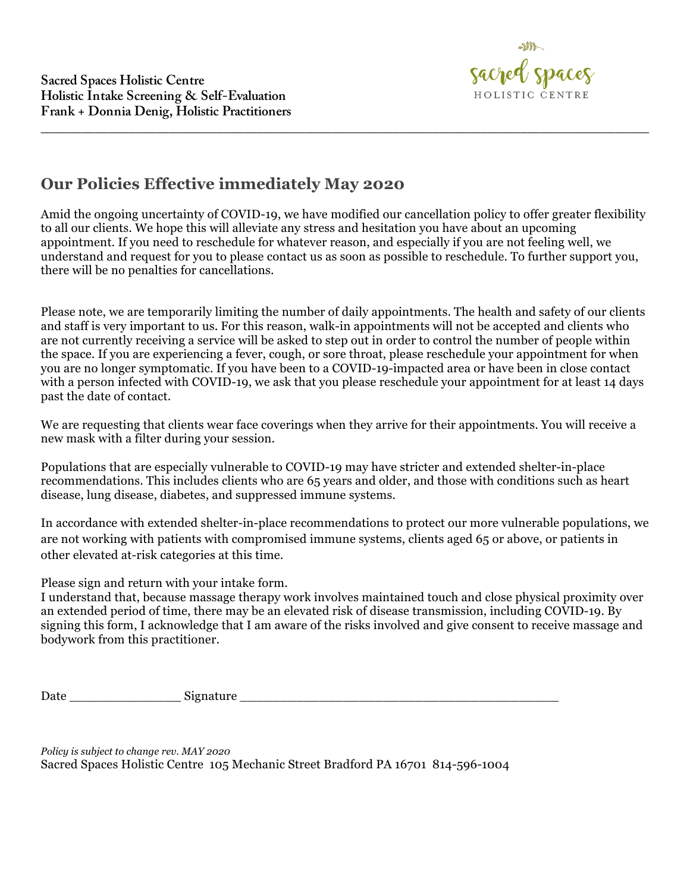**Sacred Spaces Holistic Centre**
**Holistic Intake Screening & Self-Evaluation**
**Frank + Donnia Denig, Holistic Practitioners**

sacred spaces
HOLISTIC CENTRE

---

## Our Policies Effective immediately May 2020

Amid the ongoing uncertainty of COVID-19, we have modified our cancellation policy to offer greater flexibility to all our clients. We hope this will alleviate any stress and hesitation you have about an upcoming appointment. If you need to reschedule for whatever reason, and especially if you are not feeling well, we understand and request for you to please contact us as soon as possible to reschedule. To further support you, there will be no penalties for cancellations.

Please note, we are temporarily limiting the number of daily appointments. The health and safety of our clients and staff is very important to us. For this reason, walk-in appointments will not be accepted and clients who are not currently receiving a service will be asked to step out in order to control the number of people within the space. If you are experiencing a fever, cough, or sore throat, please reschedule your appointment for when you are no longer symptomatic. If you have been to a COVID-19-impacted area or have been in close contact with a person infected with COVID-19, we ask that you please reschedule your appointment for at least 14 days past the date of contact.

We are requesting that clients wear face coverings when they arrive for their appointments. You will receive a new mask with a filter during your session.

Populations that are especially vulnerable to COVID-19 may have stricter and extended shelter-in-place recommendations. This includes clients who are 65 years and older, and those with conditions such as heart disease, lung disease, diabetes, and suppressed immune systems.

In accordance with extended shelter-in-place recommendations to protect our more vulnerable populations, we are not working with patients with compromised immune systems, clients aged 65 or above, or patients in other elevated at-risk categories at this time.

Please sign and return with your intake form.
I understand that, because massage therapy work involves maintained touch and close physical proximity over an extended period of time, there may be an elevated risk of disease transmission, including COVID-19. By signing this form, I acknowledge that I am aware of the risks involved and give consent to receive massage and bodywork from this practitioner.

Date _______________ Signature ____________________________________________

*Policy is subject to change rev. MAY 2020*
Sacred Spaces Holistic Centre 105 Mechanic Street Bradford PA 16701 814-596-1004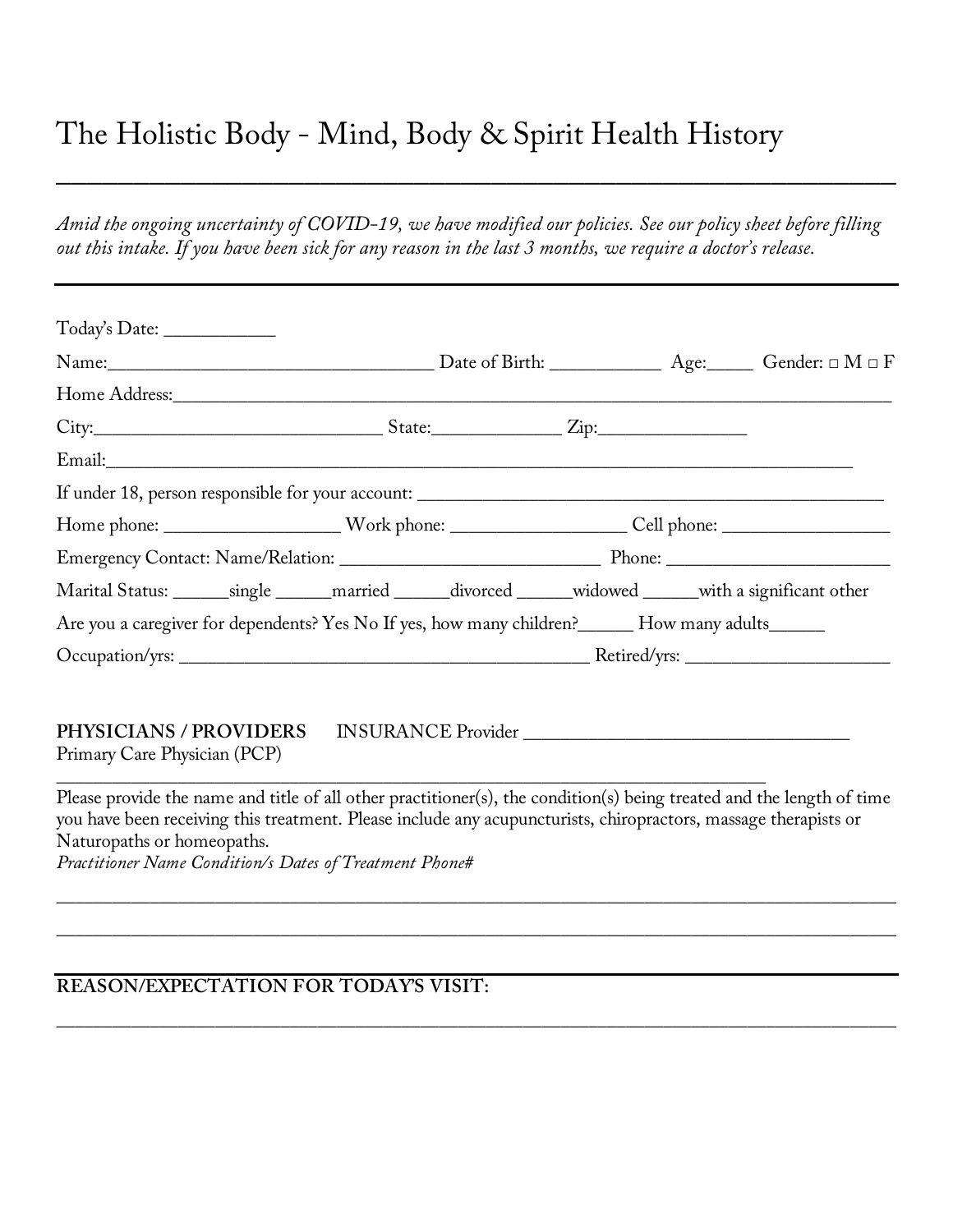# The Holistic Body - Mind, Body & Spirit Health History

---

*Amid the ongoing uncertainty of COVID-19, we have modified our policies. See our policy sheet before filling out this intake. If you have been sick for any reason in the last 3 months, we require a doctor's release.*

---

Today's Date: ___________

Name:_________________________________ Date of Birth: ___________ Age:_____ Gender: □ M □ F

Home Address:_____________________________________________________________________________

City:____________________________ State:_____________ Zip:_______________

Email:____________________________________________________________________________

If under 18, person responsible for your account: _______________________________________________

Home phone: __________________ Work phone: __________________ Cell phone: _________________

Emergency Contact: Name/Relation: ___________________________ Phone: ______________________

Marital Status: ______single ______married ______divorced ______widowed ______with a significant other

Are you a caregiver for dependents? Yes No If yes, how many children?______ How many adults______

Occupation/yrs: ___________________________________________ Retired/yrs: _____________________

**PHYSICIANS / PROVIDERS** INSURANCE Provider __________________________________

Primary Care Physician (PCP)

___________________________________________________________________________

Please provide the name and title of all other practitioner(s), the condition(s) being treated and the length of time you have been receiving this treatment. Please include any acupuncturists, chiropractors, massage therapists or Naturopaths or homeopaths.

*Practitioner Name Condition/s Dates of Treatment Phone#*

_____________________________________________________________________________________

_____________________________________________________________________________________

---

**REASON/EXPECTATION FOR TODAY'S VISIT:**

_____________________________________________________________________________________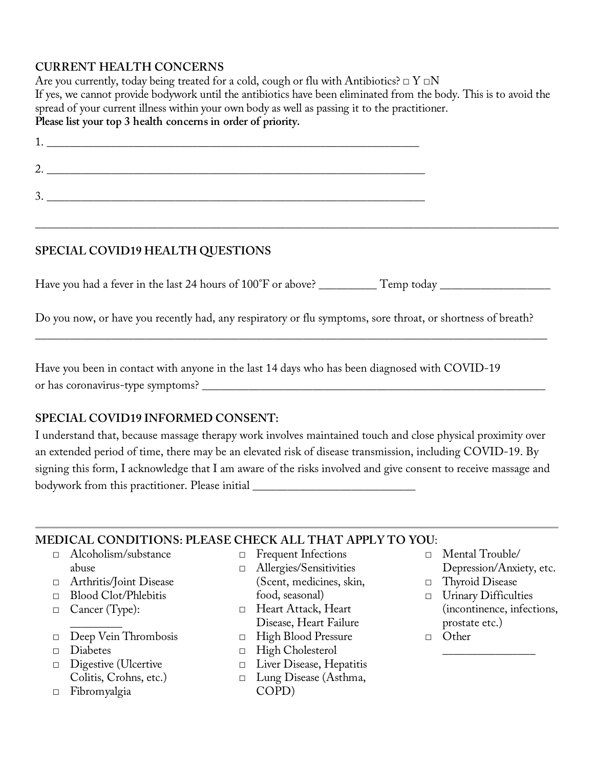## CURRENT HEALTH CONCERNS

Are you currently, today being treated for a cold, cough or flu with Antibiotics? □ Y □N

If yes, we cannot provide bodywork until the antibiotics have been eliminated from the body. This is to avoid the spread of your current illness within your own body as well as passing it to the practitioner.

**Please list your top 3 health concerns in order of priority.**

1. ______________________________________________________________

2. ______________________________________________________________

3. ______________________________________________________________

---

## SPECIAL COVID19 HEALTH QUESTIONS

Have you had a fever in the last 24 hours of 100˚F or above? _________ Temp today _________________

Do you now, or have you recently had, any respiratory or flu symptoms, sore throat, or shortness of breath?
______________________________________________________________________________

Have you been in contact with anyone in the last 14 days who has been diagnosed with COVID-19 or has coronavirus-type symptoms? ________________________________________________________

## SPECIAL COVID19 INFORMED CONSENT:

I understand that, because massage therapy work involves maintained touch and close physical proximity over an extended period of time, there may be an elevated risk of disease transmission, including COVID-19. By signing this form, I acknowledge that I am aware of the risks involved and give consent to receive massage and bodywork from this practitioner. Please initial _________________________

---

## MEDICAL CONDITIONS: PLEASE CHECK ALL THAT APPLY TO YOU:

- □ Alcoholism/substance abuse
- □ Arthritis/Joint Disease
- □ Blood Clot/Phlebitis
- □ Cancer (Type): _________
- □ Deep Vein Thrombosis
- □ Diabetes
- □ Digestive (Ulcertive Colitis, Crohns, etc.)
- □ Fibromyalgia
- □ Frequent Infections
- □ Allergies/Sensitivities (Scent, medicines, skin, food, seasonal)
- □ Heart Attack, Heart Disease, Heart Failure
- □ High Blood Pressure
- □ High Cholesterol
- □ Liver Disease, Hepatitis
- □ Lung Disease (Asthma, COPD)
- □ Mental Trouble/ Depression/Anxiety, etc.
- □ Thyroid Disease
- □ Urinary Difficulties (incontinence, infections, prostate etc.)
- □ Other _______________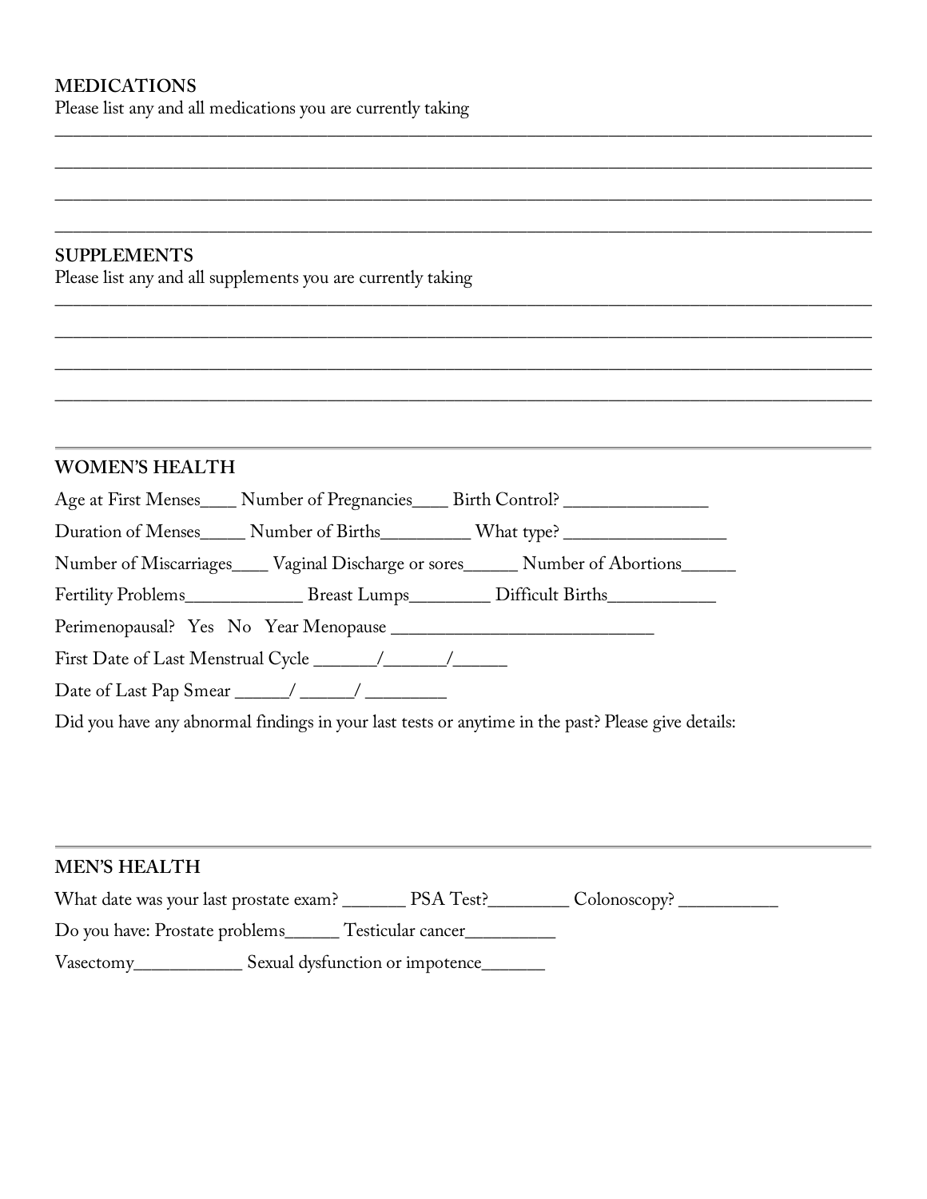## MEDICATIONS

Please list any and all medications you are currently taking

______________________________________________________________________________

______________________________________________________________________________

______________________________________________________________________________

______________________________________________________________________________

## SUPPLEMENTS

Please list any and all supplements you are currently taking

______________________________________________________________________________

______________________________________________________________________________

______________________________________________________________________________

______________________________________________________________________________

---

## WOMEN'S HEALTH

Age at First Menses____ Number of Pregnancies____ Birth Control? _______________

Duration of Menses_____ Number of Births_________ What type? _________________

Number of Miscarriages____ Vaginal Discharge or sores______ Number of Abortions______

Fertility Problems____________ Breast Lumps________ Difficult Births___________

Perimenopausal? Yes No Year Menopause ___________________________

First Date of Last Menstrual Cycle _______/_______/______

Date of Last Pap Smear ______/ ______/ ________

Did you have any abnormal findings in your last tests or anytime in the past? Please give details:

---

## MEN'S HEALTH

What date was your last prostate exam? _______ PSA Test?________ Colonoscopy? __________

Do you have: Prostate problems______ Testicular cancer_________

Vasectomy___________ Sexual dysfunction or impotence_______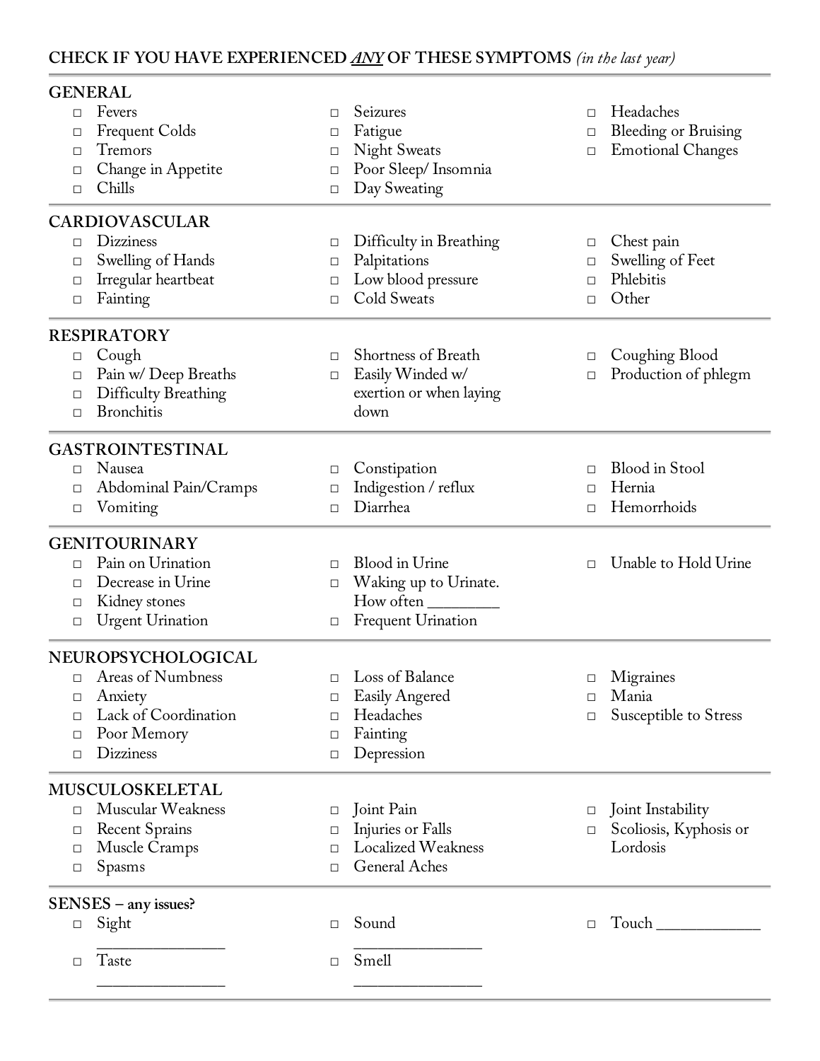**CHECK IF YOU HAVE EXPERIENCED *ANY* OF THESE SYMPTOMS** *(in the last year)*

**GENERAL**

- ☐ Fevers
- ☐ Frequent Colds
- ☐ Tremors
- ☐ Change in Appetite
- ☐ Chills
- ☐ Seizures
- ☐ Fatigue
- ☐ Night Sweats
- ☐ Poor Sleep/ Insomnia
- ☐ Day Sweating
- ☐ Headaches
- ☐ Bleeding or Bruising
- ☐ Emotional Changes

**CARDIOVASCULAR**

- ☐ Dizziness
- ☐ Swelling of Hands
- ☐ Irregular heartbeat
- ☐ Fainting
- ☐ Difficulty in Breathing
- ☐ Palpitations
- ☐ Low blood pressure
- ☐ Cold Sweats
- ☐ Chest pain
- ☐ Swelling of Feet
- ☐ Phlebitis
- ☐ Other

**RESPIRATORY**

- ☐ Cough
- ☐ Pain w/ Deep Breaths
- ☐ Difficulty Breathing
- ☐ Bronchitis
- ☐ Shortness of Breath
- ☐ Easily Winded w/ exertion or when laying down
- ☐ Coughing Blood
- ☐ Production of phlegm

**GASTROINTESTINAL**

- ☐ Nausea
- ☐ Abdominal Pain/Cramps
- ☐ Vomiting
- ☐ Constipation
- ☐ Indigestion / reflux
- ☐ Diarrhea
- ☐ Blood in Stool
- ☐ Hernia
- ☐ Hemorrhoids

**GENITOURINARY**

- ☐ Pain on Urination
- ☐ Decrease in Urine
- ☐ Kidney stones
- ☐ Urgent Urination
- ☐ Blood in Urine
- ☐ Waking up to Urinate. How often _________
- ☐ Frequent Urination
- ☐ Unable to Hold Urine

**NEUROPSYCHOLOGICAL**

- ☐ Areas of Numbness
- ☐ Anxiety
- ☐ Lack of Coordination
- ☐ Poor Memory
- ☐ Dizziness
- ☐ Loss of Balance
- ☐ Easily Angered
- ☐ Headaches
- ☐ Fainting
- ☐ Depression
- ☐ Migraines
- ☐ Mania
- ☐ Susceptible to Stress

**MUSCULOSKELETAL**

- ☐ Muscular Weakness
- ☐ Recent Sprains
- ☐ Muscle Cramps
- ☐ Spasms
- ☐ Joint Pain
- ☐ Injuries or Falls
- ☐ Localized Weakness
- ☐ General Aches
- ☐ Joint Instability
- ☐ Scoliosis, Kyphosis or Lordosis

**SENSES – any issues?**

- ☐ Sight _______________
- ☐ Taste _______________
- ☐ Sound _______________
- ☐ Smell _______________
- ☐ Touch ____________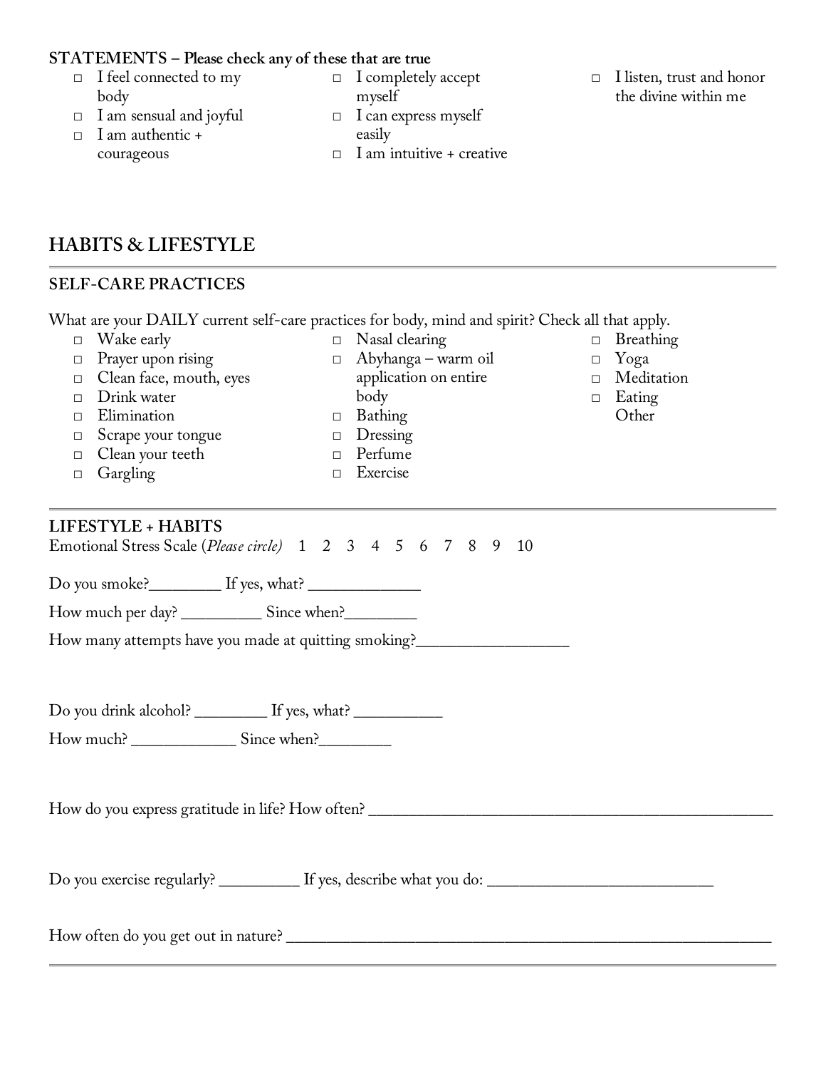**STATEMENTS – Please check any of these that are true**

- □ I feel connected to my body
- □ I am sensual and joyful
- □ I am authentic + courageous
- □ I completely accept myself
- □ I can express myself easily
- □ I am intuitive + creative
- □ I listen, trust and honor the divine within me

## HABITS & LIFESTYLE

### SELF-CARE PRACTICES

What are your DAILY current self-care practices for body, mind and spirit? Check all that apply.

- □ Wake early
- □ Prayer upon rising
- □ Clean face, mouth, eyes
- □ Drink water
- □ Elimination
- □ Scrape your tongue
- □ Clean your teeth
- □ Gargling
- □ Nasal clearing
- □ Abyhanga – warm oil application on entire body
- □ Bathing
- □ Dressing
- □ Perfume
- □ Exercise
- □ Breathing
- □ Yoga
- □ Meditation
- □ Eating

Other

### LIFESTYLE + HABITS

Emotional Stress Scale (*Please circle*) 1 2 3 4 5 6 7 8 9 10

Do you smoke?_________ If yes, what? ______________

How much per day? __________ Since when?_________

How many attempts have you made at quitting smoking?___________________

Do you drink alcohol? _________ If yes, what? ___________

How much? _____________ Since when?_________

How do you express gratitude in life? How often? ____________________________________________________

Do you exercise regularly? __________ If yes, describe what you do: ____________________________

How often do you get out in nature? _______________________________________________________________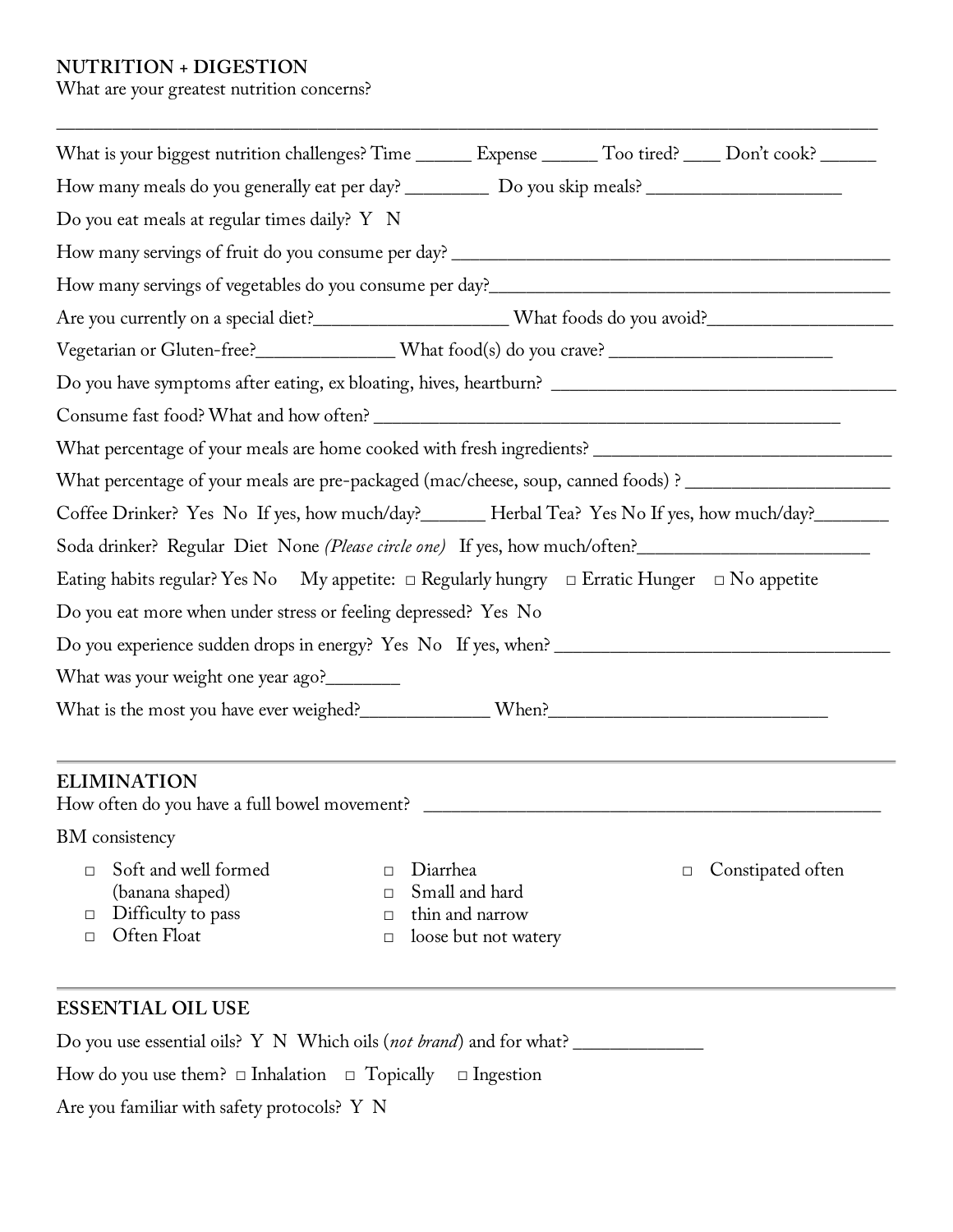## NUTRITION + DIGESTION

What are your greatest nutrition concerns?

______________________________________________________________________________

What is your biggest nutrition challenges? Time ______ Expense ______ Too tired? ____ Don't cook? ______

How many meals do you generally eat per day? _________ Do you skip meals? ____________________

Do you eat meals at regular times daily? Y N

How many servings of fruit do you consume per day? _______________________________________________

How many servings of vegetables do you consume per day?___________________________________________

Are you currently on a special diet?____________________ What foods do you avoid?___________________

Vegetarian or Gluten-free?______________ What food(s) do you crave? _______________________

Do you have symptoms after eating, ex bloating, hives, heartburn? ____________________________________

Consume fast food? What and how often? ________________________________________________

What percentage of your meals are home cooked with fresh ingredients? ______________________________

What percentage of your meals are pre-packaged (mac/cheese, soup, canned foods) ? ____________________

Coffee Drinker? Yes No If yes, how much/day?_______ Herbal Tea? Yes No If yes, how much/day?________

Soda drinker? Regular Diet None *(Please circle one)* If yes, how much/often?________________________

Eating habits regular? Yes No My appetite: □ Regularly hungry □ Erratic Hunger □ No appetite

Do you eat more when under stress or feeling depressed? Yes No

Do you experience sudden drops in energy? Yes No If yes, when? ____________________________________

What was your weight one year ago?________

What is the most you have ever weighed?_____________ When?____________________________

---

## ELIMINATION

How often do you have a full bowel movement? _______________________________________________

BM consistency

- □ Soft and well formed (banana shaped)
- □ Difficulty to pass
- □ Often Float
- □ Diarrhea
- □ Small and hard
- □ thin and narrow
- □ loose but not watery
- □ Constipated often

---

## ESSENTIAL OIL USE

Do you use essential oils? Y N Which oils (*not brand*) and for what? _____________

How do you use them? □ Inhalation □ Topically □ Ingestion

Are you familiar with safety protocols? Y N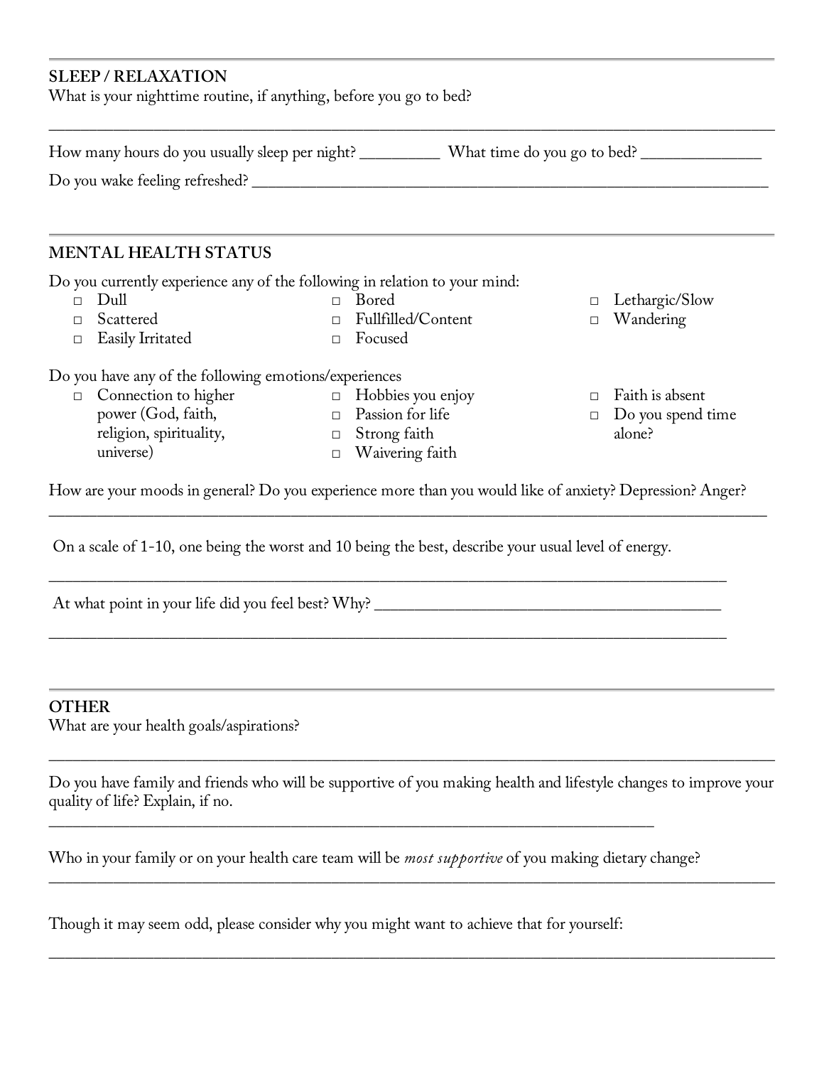## SLEEP / RELAXATION

What is your nighttime routine, if anything, before you go to bed?

______________________________________________________________________________

How many hours do you usually sleep per night? __________ What time do you go to bed? _______________

Do you wake feeling refreshed? ______________________________________________________________

## MENTAL HEALTH STATUS

Do you currently experience any of the following in relation to your mind:

- ☐ Dull
- ☐ Scattered
- ☐ Easily Irritated
- ☐ Bored
- ☐ Fullfilled/Content
- ☐ Focused
- ☐ Lethargic/Slow
- ☐ Wandering

Do you have any of the following emotions/experiences

- ☐ Connection to higher power (God, faith, religion, spirituality, universe)
- ☐ Hobbies you enjoy
- ☐ Passion for life
- ☐ Strong faith
- ☐ Waivering faith
- ☐ Faith is absent
- ☐ Do you spend time alone?

How are your moods in general? Do you experience more than you would like of anxiety? Depression? Anger?

______________________________________________________________________________

On a scale of 1-10, one being the worst and 10 being the best, describe your usual level of energy.

______________________________________________________________________________

At what point in your life did you feel best? Why? ____________________________________________

______________________________________________________________________________

## OTHER

What are your health goals/aspirations?

______________________________________________________________________________

Do you have family and friends who will be supportive of you making health and lifestyle changes to improve your quality of life? Explain, if no.

______________________________________________________________________________

Who in your family or on your health care team will be *most supportive* of you making dietary change?

______________________________________________________________________________

Though it may seem odd, please consider why you might want to achieve that for yourself:

______________________________________________________________________________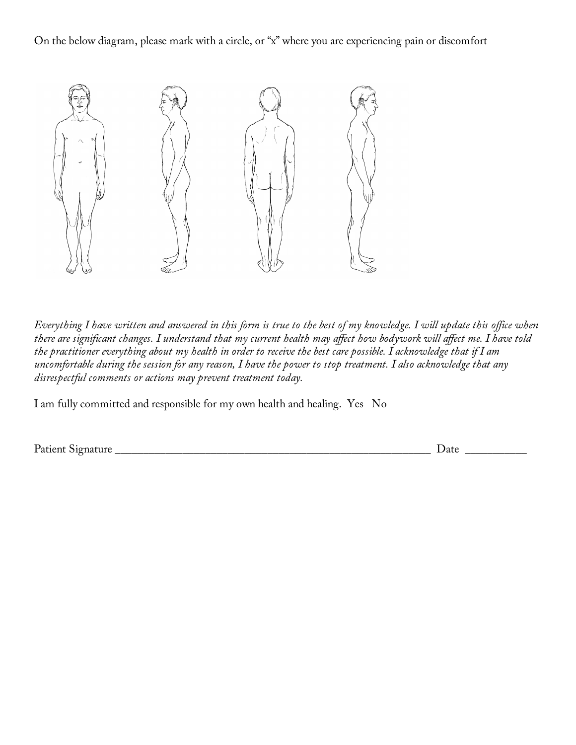On the below diagram, please mark with a circle, or "x" where you are experiencing pain or discomfort

*Everything I have written and answered in this form is true to the best of my knowledge. I will update this office when there are significant changes. I understand that my current health may affect how bodywork will affect me. I have told the practitioner everything about my health in order to receive the best care possible. I acknowledge that if I am uncomfortable during the session for any reason, I have the power to stop treatment. I also acknowledge that any disrespectful comments or actions may prevent treatment today.*

I am fully committed and responsible for my own health and healing. Yes No

Patient Signature ________________________________________________________ Date __________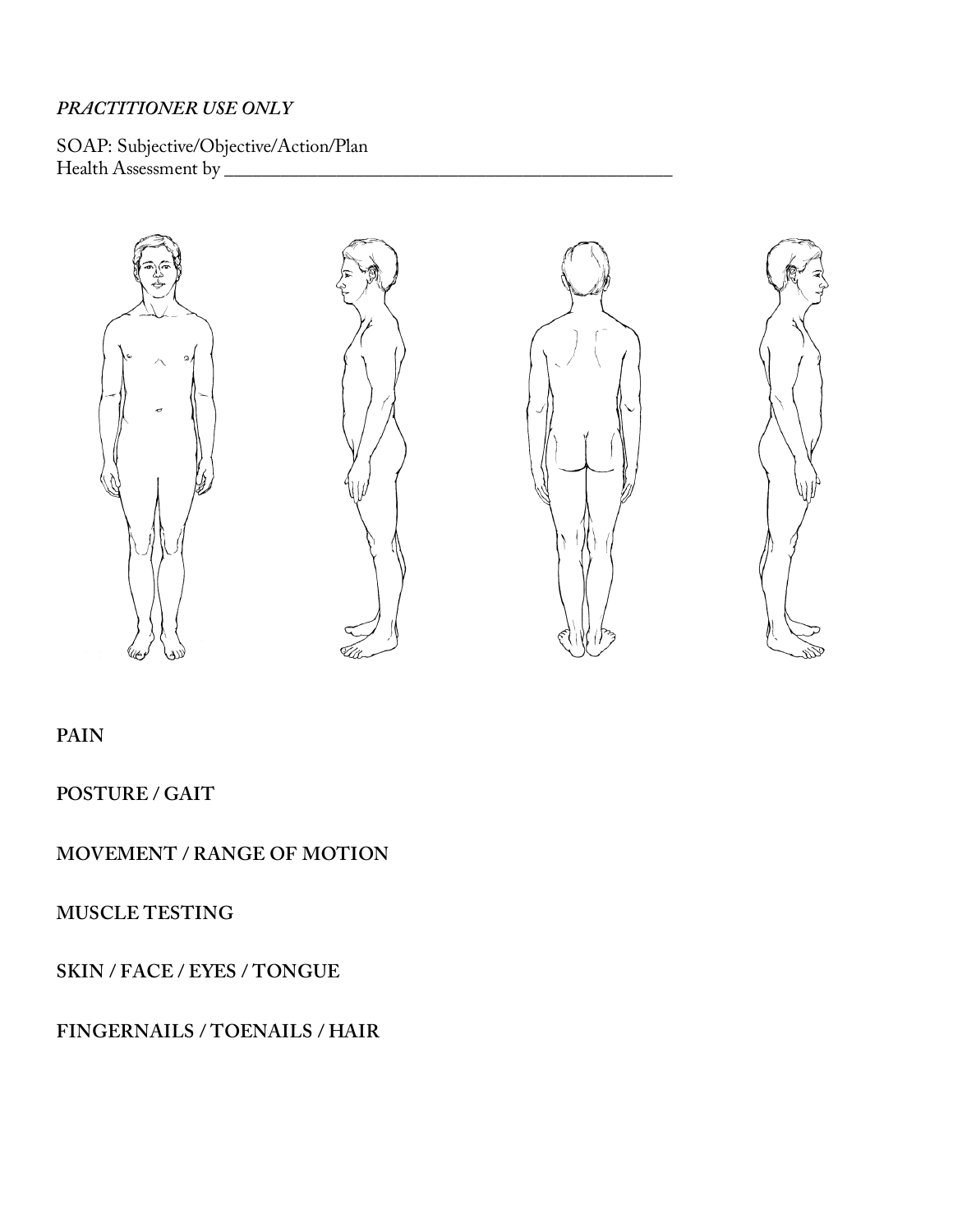*PRACTITIONER USE ONLY*

SOAP: Subjective/Objective/Action/Plan
Health Assessment by ___________________________________________

**PAIN**

**POSTURE / GAIT**

**MOVEMENT / RANGE OF MOTION**

**MUSCLE TESTING**

**SKIN / FACE / EYES / TONGUE**

**FINGERNAILS / TOENAILS / HAIR**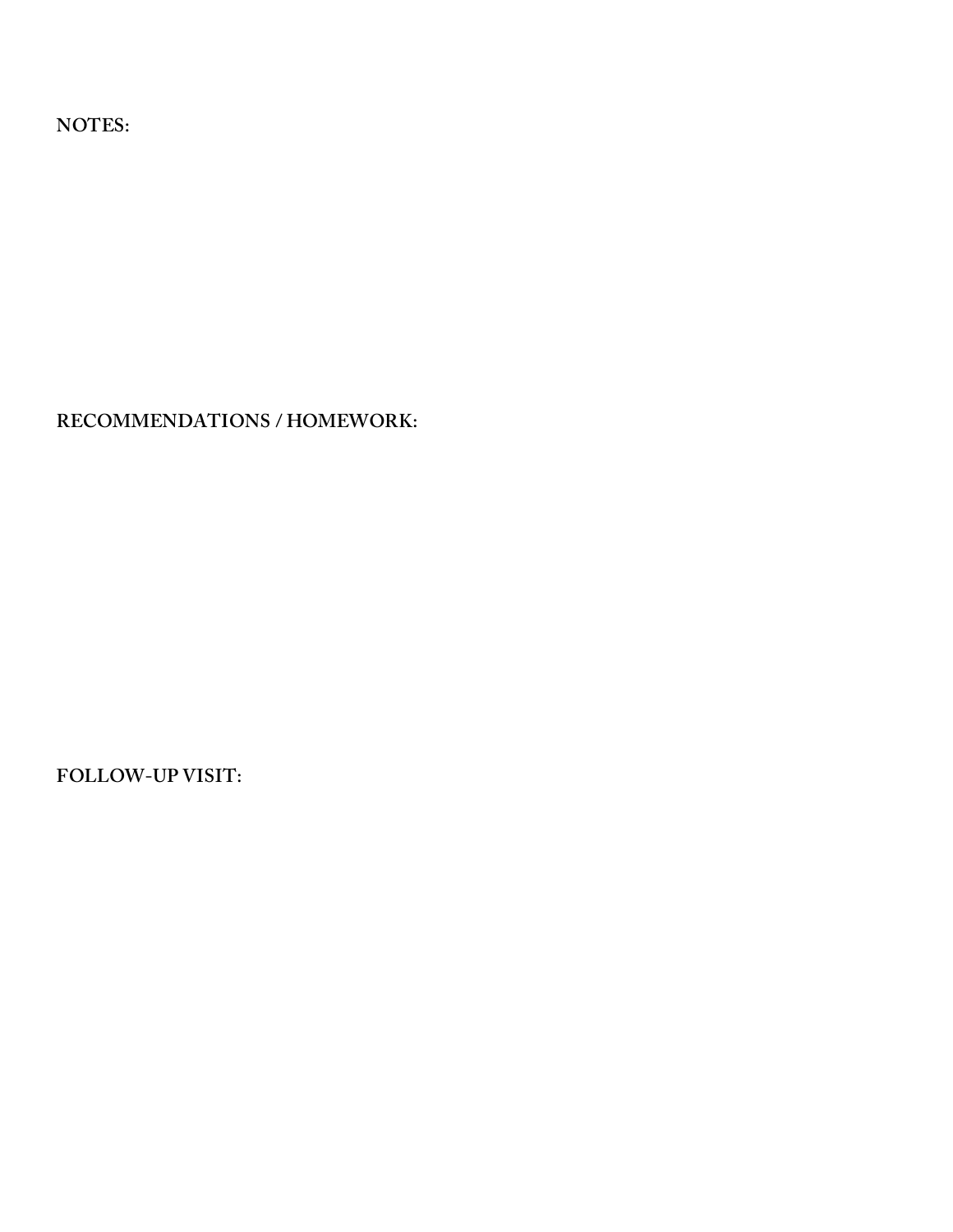**NOTES:**

**RECOMMENDATIONS / HOMEWORK:**

**FOLLOW-UP VISIT:**